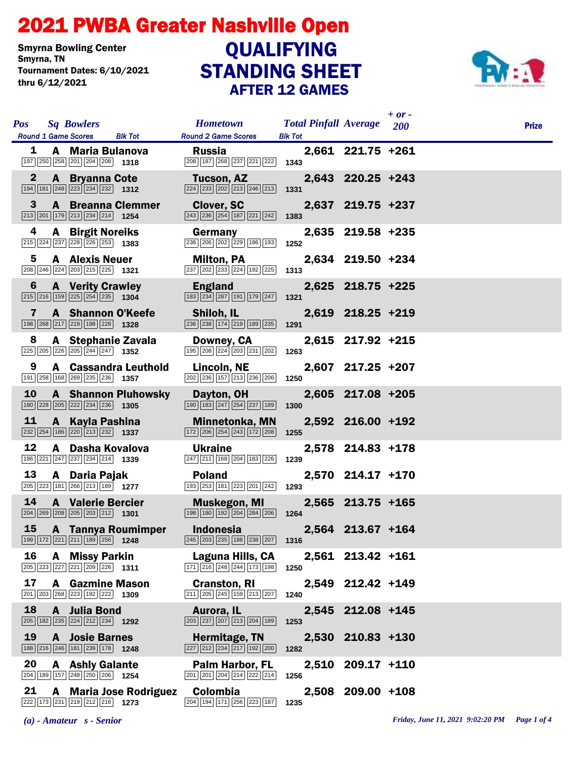# 2021 PWBA Greater Nashville Open

Smyrna Bowling Center
Smyrna, TN
Tournament Dates: 6/10/2021 thru 6/12/2021

## QUALIFYING STANDING SHEET AFTER 12 GAMES

| Pos | Sq | Bowlers | Hometown | Total Pinfall | Average | + or - 200 | Prize |
|---|---|---|---|---|---|---|---|
| | | Round 1 Game Scores / Blk Tot | Round 2 Game Scores / Blk Tot | | | | |
| 1 | A | Maria Bulanova | Russia | 2,661 | 221.75 | +261 | |
| | | 197 250 258 201 204 208 — 1318 | 208 187 268 237 221 222 — 1343 | | | | |
| 2 | A | Bryanna Cote | Tucson, AZ | 2,643 | 220.25 | +243 | |
| | | 194 181 248 223 234 232 — 1312 | 224 233 202 213 246 213 — 1331 | | | | |
| 3 | A | Breanna Clemmer | Clover, SC | 2,637 | 219.75 | +237 | |
| | | 213 201 179 213 234 214 — 1254 | 243 236 254 187 221 242 — 1383 | | | | |
| 4 | A | Birgit Noreiks | Germany | 2,635 | 219.58 | +235 | |
| | | 215 224 237 228 226 253 — 1383 | 236 206 202 229 186 193 — 1252 | | | | |
| 5 | A | Alexis Neuer | Milton, PA | 2,634 | 219.50 | +234 | |
| | | 208 246 224 203 215 225 — 1321 | 237 202 233 224 192 225 — 1313 | | | | |
| 6 | A | Verity Crawley | England | 2,625 | 218.75 | +225 | |
| | | 215 216 159 225 254 235 — 1304 | 183 234 287 191 179 247 — 1321 | | | | |
| 7 | A | Shannon O'Keefe | Shiloh, IL | 2,619 | 218.25 | +219 | |
| | | 198 268 217 219 198 228 — 1328 | 236 238 174 219 189 235 — 1291 | | | | |
| 8 | A | Stephanie Zavala | Downey, CA | 2,615 | 217.92 | +215 | |
| | | 225 205 226 205 244 247 — 1352 | 195 208 224 203 231 202 — 1263 | | | | |
| 9 | A | Cassandra Leuthold | Lincoln, NE | 2,607 | 217.25 | +207 | |
| | | 191 258 168 269 235 236 — 1357 | 202 236 157 213 236 206 — 1250 | | | | |
| 10 | A | Shannon Pluhowsky | Dayton, OH | 2,605 | 217.08 | +205 | |
| | | 180 228 205 222 234 236 — 1305 | 190 183 247 254 237 189 — 1300 | | | | |
| 11 | A | Kayla Pashina | Minnetonka, MN | 2,592 | 216.00 | +192 | |
| | | 232 254 186 220 213 232 — 1337 | 172 206 254 243 172 208 — 1255 | | | | |
| 12 | A | Dasha Kovalova | Ukraine | 2,578 | 214.83 | +178 | |
| | | 186 221 247 237 234 214 — 1339 | 247 211 168 204 183 226 — 1239 | | | | |
| 13 | A | Daria Pajak | Poland | 2,570 | 214.17 | +170 | |
| | | 205 223 181 266 213 189 — 1277 | 193 253 181 223 201 242 — 1293 | | | | |
| 14 | A | Valerie Bercier | Muskegon, MI | 2,565 | 213.75 | +165 | |
| | | 204 269 208 205 203 212 — 1301 | 198 180 192 204 284 206 — 1264 | | | | |
| 15 | A | Tannya Roumimper | Indonesia | 2,564 | 213.67 | +164 | |
| | | 199 172 221 211 189 256 — 1248 | 245 203 235 188 238 207 — 1316 | | | | |
| 16 | A | Missy Parkin | Laguna Hills, CA | 2,561 | 213.42 | +161 | |
| | | 205 223 227 221 209 226 — 1311 | 171 216 248 244 173 198 — 1250 | | | | |
| 17 | A | Gazmine Mason | Cranston, RI | 2,549 | 212.42 | +149 | |
| | | 201 203 268 223 192 222 — 1309 | 211 205 245 159 213 207 — 1240 | | | | |
| 18 | A | Julia Bond | Aurora, IL | 2,545 | 212.08 | +145 | |
| | | 205 182 235 224 212 234 — 1292 | 203 237 207 213 204 189 — 1253 | | | | |
| 19 | A | Josie Barnes | Hermitage, TN | 2,530 | 210.83 | +130 | |
| | | 188 216 246 181 239 178 — 1248 | 227 212 234 217 192 200 — 1282 | | | | |
| 20 | A | Ashly Galante | Palm Harbor, FL | 2,510 | 209.17 | +110 | |
| | | 204 189 157 248 250 206 — 1254 | 201 201 204 214 222 214 — 1256 | | | | |
| 21 | A | Maria Jose Rodriguez | Colombia | 2,508 | 209.00 | +108 | |
| | | 222 173 231 219 212 216 — 1273 | 204 194 171 256 223 187 — 1235 | | | | |

*(a) - Amateur s - Senior*

*Friday, June 11, 2021 9:02:20 PM*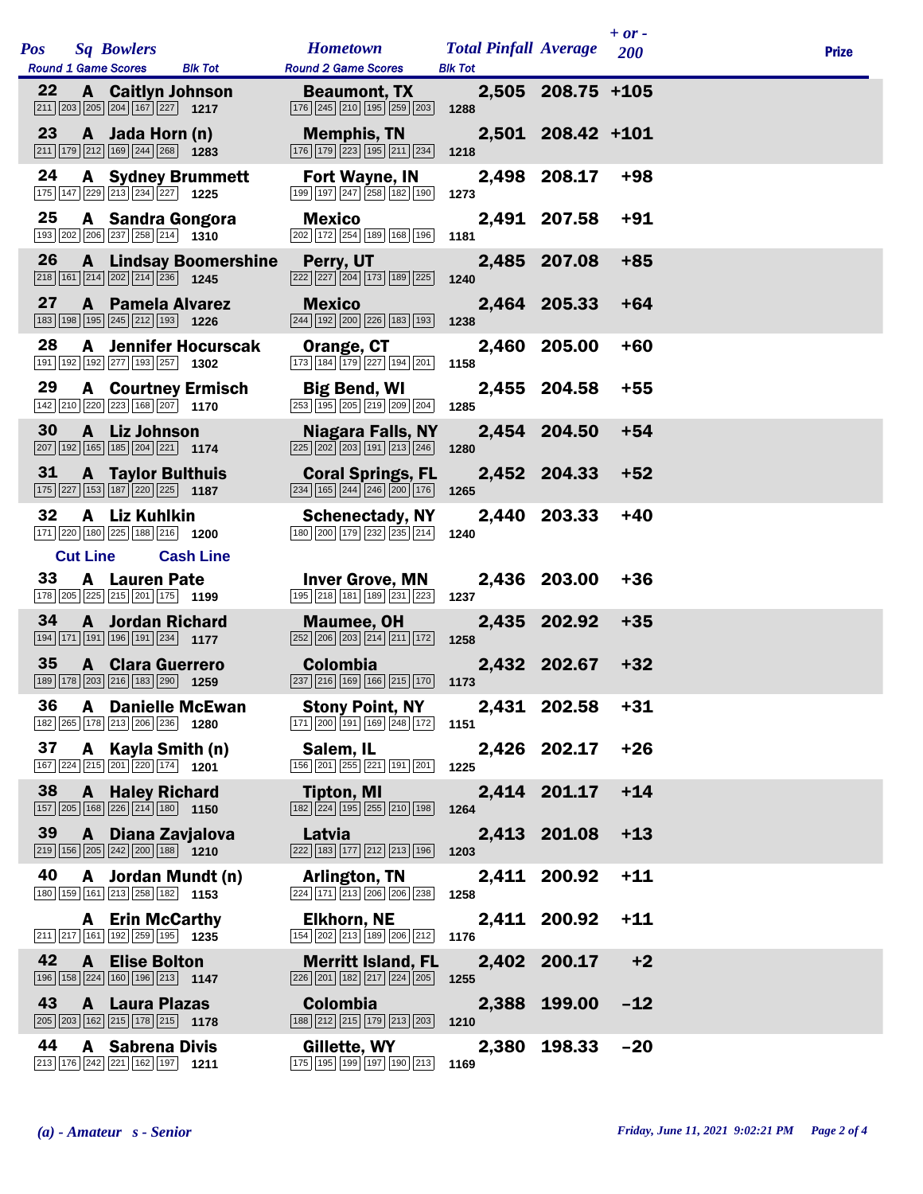| Pos | Sq | Bowlers | Hometown | Total Pinfall | Average | + or - 200 | Prize |
|---|---|---|---|---|---|---|---|
| | | Round 1 Game Scores / Blk Tot | Round 2 Game Scores / Blk Tot | | | | |
| 22 | A | Caitlyn Johnson | Beaumont, TX | 2,505 | 208.75 | +105 | |
| | | 211 203 205 204 167 227 — 1217 | 176 245 210 195 259 203 — 1288 | | | | |
| 23 | A | Jada Horn (n) | Memphis, TN | 2,501 | 208.42 | +101 | |
| | | 211 179 212 169 244 268 — 1283 | 176 179 223 195 211 234 — 1218 | | | | |
| 24 | A | Sydney Brummett | Fort Wayne, IN | 2,498 | 208.17 | +98 | |
| | | 175 147 229 213 234 227 — 1225 | 199 197 247 258 182 190 — 1273 | | | | |
| 25 | A | Sandra Gongora | Mexico | 2,491 | 207.58 | +91 | |
| | | 193 202 206 237 258 214 — 1310 | 202 172 254 189 168 196 — 1181 | | | | |
| 26 | A | Lindsay Boomershine | Perry, UT | 2,485 | 207.08 | +85 | |
| | | 218 161 214 202 214 236 — 1245 | 222 227 204 173 189 225 — 1240 | | | | |
| 27 | A | Pamela Alvarez | Mexico | 2,464 | 205.33 | +64 | |
| | | 183 198 195 245 212 193 — 1226 | 244 192 200 226 183 193 — 1238 | | | | |
| 28 | A | Jennifer Hocurscak | Orange, CT | 2,460 | 205.00 | +60 | |
| | | 191 192 192 277 193 257 — 1302 | 173 184 179 227 194 201 — 1158 | | | | |
| 29 | A | Courtney Ermisch | Big Bend, WI | 2,455 | 204.58 | +55 | |
| | | 142 210 220 223 168 207 — 1170 | 253 195 205 219 209 204 — 1285 | | | | |
| 30 | A | Liz Johnson | Niagara Falls, NY | 2,454 | 204.50 | +54 | |
| | | 207 192 165 185 204 221 — 1174 | 225 202 203 191 213 246 — 1280 | | | | |
| 31 | A | Taylor Bulthuis | Coral Springs, FL | 2,452 | 204.33 | +52 | |
| | | 175 227 153 187 220 225 — 1187 | 234 165 244 246 200 176 — 1265 | | | | |
| 32 | A | Liz Kuhlkin | Schenectady, NY | 2,440 | 203.33 | +40 | |
| | | 171 220 180 225 188 216 — 1200 | 180 200 179 232 235 214 — 1240 | | | | |
| | | **Cut Line** **Cash Line** | | | | | |
| 33 | A | Lauren Pate | Inver Grove, MN | 2,436 | 203.00 | +36 | |
| | | 178 205 225 215 201 175 — 1199 | 195 218 181 189 231 223 — 1237 | | | | |
| 34 | A | Jordan Richard | Maumee, OH | 2,435 | 202.92 | +35 | |
| | | 194 171 191 196 191 234 — 1177 | 252 206 203 214 211 172 — 1258 | | | | |
| 35 | A | Clara Guerrero | Colombia | 2,432 | 202.67 | +32 | |
| | | 189 178 203 216 183 290 — 1259 | 237 216 169 166 215 170 — 1173 | | | | |
| 36 | A | Danielle McEwan | Stony Point, NY | 2,431 | 202.58 | +31 | |
| | | 182 265 178 213 206 236 — 1280 | 171 200 191 169 248 172 — 1151 | | | | |
| 37 | A | Kayla Smith (n) | Salem, IL | 2,426 | 202.17 | +26 | |
| | | 167 224 215 201 220 174 — 1201 | 156 201 255 221 191 201 — 1225 | | | | |
| 38 | A | Haley Richard | Tipton, MI | 2,414 | 201.17 | +14 | |
| | | 157 205 168 226 214 180 — 1150 | 182 224 195 255 210 198 — 1264 | | | | |
| 39 | A | Diana Zavjalova | Latvia | 2,413 | 201.08 | +13 | |
| | | 219 156 205 242 200 188 — 1210 | 222 183 177 212 213 196 — 1203 | | | | |
| 40 | A | Jordan Mundt (n) | Arlington, TN | 2,411 | 200.92 | +11 | |
| | | 180 159 161 213 258 182 — 1153 | 224 171 213 206 206 238 — 1258 | | | | |
| | A | Erin McCarthy | Elkhorn, NE | 2,411 | 200.92 | +11 | |
| | | 211 217 161 192 259 195 — 1235 | 154 202 213 189 206 212 — 1176 | | | | |
| 42 | A | Elise Bolton | Merritt Island, FL | 2,402 | 200.17 | +2 | |
| | | 196 158 224 160 196 213 — 1147 | 226 201 182 217 224 205 — 1255 | | | | |
| 43 | A | Laura Plazas | Colombia | 2,388 | 199.00 | -12 | |
| | | 205 203 162 215 178 215 — 1178 | 188 212 215 179 213 203 — 1210 | | | | |
| 44 | A | Sabrena Divis | Gillette, WY | 2,380 | 198.33 | -20 | |
| | | 213 176 242 221 162 197 — 1211 | 175 195 199 197 190 213 — 1169 | | | | |

*(a) - Amateur   s - Senior*

*Friday, June 11, 2021 9:02:21 PM*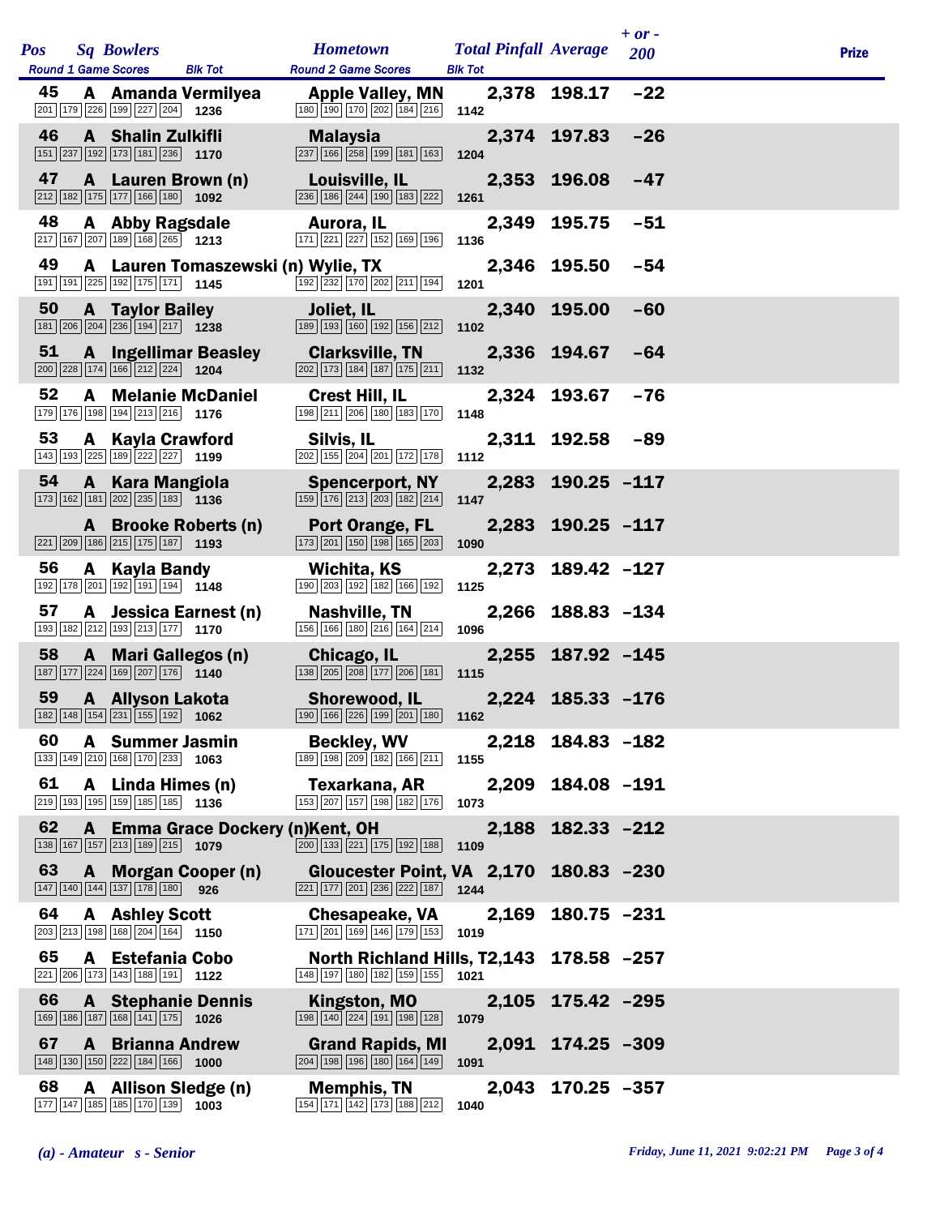| Pos | Sq | Bowlers | Hometown | Total Pinfall | Average | + or - 200 | Prize |
|---|---|---|---|---|---|---|---|
| | | Round 1 Game Scores / Blk Tot | Round 2 Game Scores / Blk Tot | | | | |
| 45 | A | Amanda Vermilyea | Apple Valley, MN | 2,378 | 198.17 | -22 | |
| | | 201 179 226 199 227 204 1236 | 180 190 170 202 184 216 1142 | | | | |
| 46 | A | Shalin Zulkifli | Malaysia | 2,374 | 197.83 | -26 | |
| | | 151 237 192 173 181 236 1170 | 237 166 258 199 181 163 1204 | | | | |
| 47 | A | Lauren Brown (n) | Louisville, IL | 2,353 | 196.08 | -47 | |
| | | 212 182 175 177 166 180 1092 | 236 186 244 190 183 222 1261 | | | | |
| 48 | A | Abby Ragsdale | Aurora, IL | 2,349 | 195.75 | -51 | |
| | | 217 167 207 189 168 265 1213 | 171 221 227 152 169 196 1136 | | | | |
| 49 | A | Lauren Tomaszewski (n) | Wylie, TX | 2,346 | 195.50 | -54 | |
| | | 191 191 225 192 175 171 1145 | 192 232 170 202 211 194 1201 | | | | |
| 50 | A | Taylor Bailey | Joliet, IL | 2,340 | 195.00 | -60 | |
| | | 181 206 204 236 194 217 1238 | 189 193 160 192 156 212 1102 | | | | |
| 51 | A | Ingellimar Beasley | Clarksville, TN | 2,336 | 194.67 | -64 | |
| | | 200 228 174 166 212 224 1204 | 202 173 184 187 175 211 1132 | | | | |
| 52 | A | Melanie McDaniel | Crest Hill, IL | 2,324 | 193.67 | -76 | |
| | | 179 176 198 194 213 216 1176 | 198 211 206 180 183 170 1148 | | | | |
| 53 | A | Kayla Crawford | Silvis, IL | 2,311 | 192.58 | -89 | |
| | | 143 193 225 189 222 227 1199 | 202 155 204 201 172 178 1112 | | | | |
| 54 | A | Kara Mangiola | Spencerport, NY | 2,283 | 190.25 | -117 | |
| | | 173 162 181 202 235 183 1136 | 159 176 213 203 182 214 1147 | | | | |
| | A | Brooke Roberts (n) | Port Orange, FL | 2,283 | 190.25 | -117 | |
| | | 221 209 186 215 175 187 1193 | 173 201 150 198 165 203 1090 | | | | |
| 56 | A | Kayla Bandy | Wichita, KS | 2,273 | 189.42 | -127 | |
| | | 192 178 201 192 191 194 1148 | 190 203 192 182 166 192 1125 | | | | |
| 57 | A | Jessica Earnest (n) | Nashville, TN | 2,266 | 188.83 | -134 | |
| | | 193 182 212 193 213 177 1170 | 156 166 180 216 164 214 1096 | | | | |
| 58 | A | Mari Gallegos (n) | Chicago, IL | 2,255 | 187.92 | -145 | |
| | | 187 177 224 169 207 176 1140 | 138 205 208 177 206 181 1115 | | | | |
| 59 | A | Allyson Lakota | Shorewood, IL | 2,224 | 185.33 | -176 | |
| | | 182 148 154 231 155 192 1062 | 190 166 226 199 201 180 1162 | | | | |
| 60 | A | Summer Jasmin | Beckley, WV | 2,218 | 184.83 | -182 | |
| | | 133 149 210 168 170 233 1063 | 189 198 209 182 166 211 1155 | | | | |
| 61 | A | Linda Himes (n) | Texarkana, AR | 2,209 | 184.08 | -191 | |
| | | 219 193 195 159 185 185 1136 | 153 207 157 198 182 176 1073 | | | | |
| 62 | A | Emma Grace Dockery (n) | Kent, OH | 2,188 | 182.33 | -212 | |
| | | 138 167 157 213 189 215 1079 | 200 133 221 175 192 188 1109 | | | | |
| 63 | A | Morgan Cooper (n) | Gloucester Point, VA | 2,170 | 180.83 | -230 | |
| | | 147 140 144 137 178 180 926 | 221 177 201 236 222 187 1244 | | | | |
| 64 | A | Ashley Scott | Chesapeake, VA | 2,169 | 180.75 | -231 | |
| | | 203 213 198 168 204 164 1150 | 171 201 169 146 179 153 1019 | | | | |
| 65 | A | Estefania Cobo | North Richland Hills, T | 2,143 | 178.58 | -257 | |
| | | 221 206 173 143 188 191 1122 | 148 197 180 182 159 155 1021 | | | | |
| 66 | A | Stephanie Dennis | Kingston, MO | 2,105 | 175.42 | -295 | |
| | | 169 186 187 168 141 175 1026 | 198 140 224 191 198 128 1079 | | | | |
| 67 | A | Brianna Andrew | Grand Rapids, MI | 2,091 | 174.25 | -309 | |
| | | 148 130 150 222 184 166 1000 | 204 198 196 180 164 149 1091 | | | | |
| 68 | A | Allison Sledge (n) | Memphis, TN | 2,043 | 170.25 | -357 | |
| | | 177 147 185 185 170 139 1003 | 154 171 142 173 188 212 1040 | | | | |

*(a) - Amateur s - Senior*

*Friday, June 11, 2021 9:02:21 PM*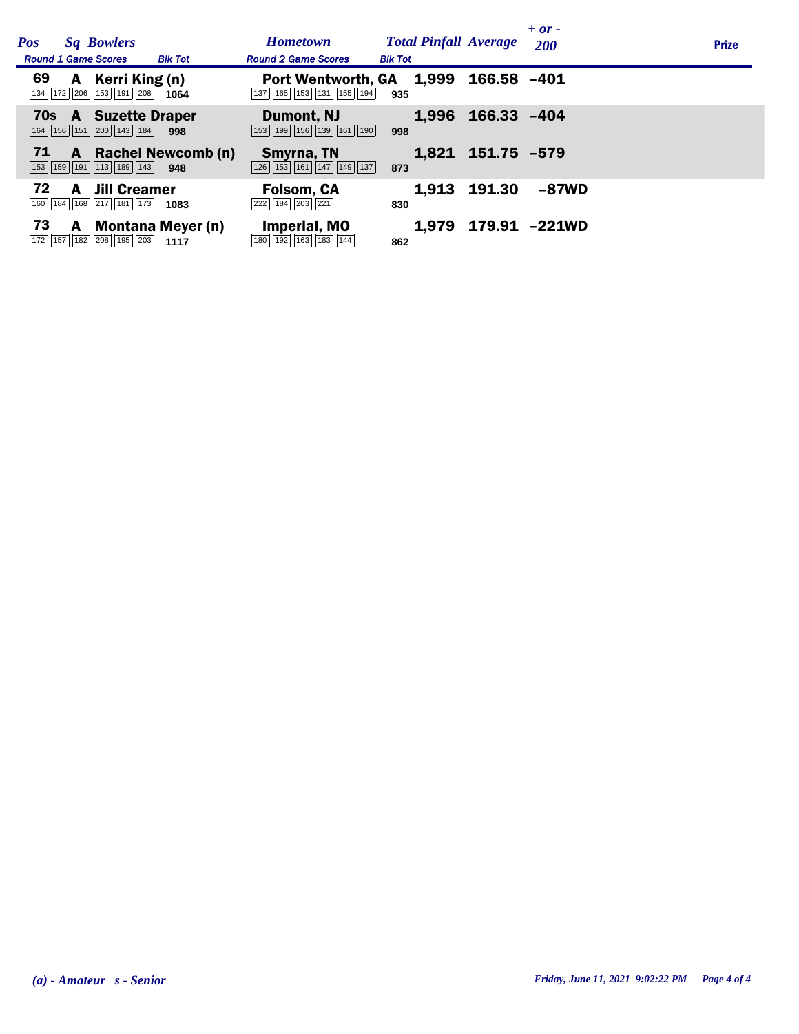| Pos | Sq | Bowlers | Round 1 Game Scores | Blk Tot | Hometown | Round 2 Game Scores | Blk Tot | Total Pinfall | Average | + or - 200 | Prize |
|---|---|---|---|---|---|---|---|---|---|---|---|
| 69 | A | Kerri King (n) | 134 172 206 153 191 208 | 1064 | Port Wentworth, GA | 137 165 153 131 155 194 | 935 | 1,999 | 166.58 | -401 | |
| 70s | A | Suzette Draper | 164 156 151 200 143 184 | 998 | Dumont, NJ | 153 199 156 139 161 190 | 998 | 1,996 | 166.33 | -404 | |
| 71 | A | Rachel Newcomb (n) | 153 159 191 113 189 143 | 948 | Smyrna, TN | 126 153 161 147 149 137 | 873 | 1,821 | 151.75 | -579 | |
| 72 | A | Jill Creamer | 160 184 168 217 181 173 | 1083 | Folsom, CA | 222 184 203 221 | 830 | 1,913 | 191.30 | -87WD | |
| 73 | A | Montana Meyer (n) | 172 157 182 208 195 203 | 1117 | Imperial, MO | 180 192 163 183 144 | 862 | 1,979 | 179.91 | -221WD | |

*(a) - Amateur s - Senior*

*Friday, June 11, 2021 9:02:22 PM*